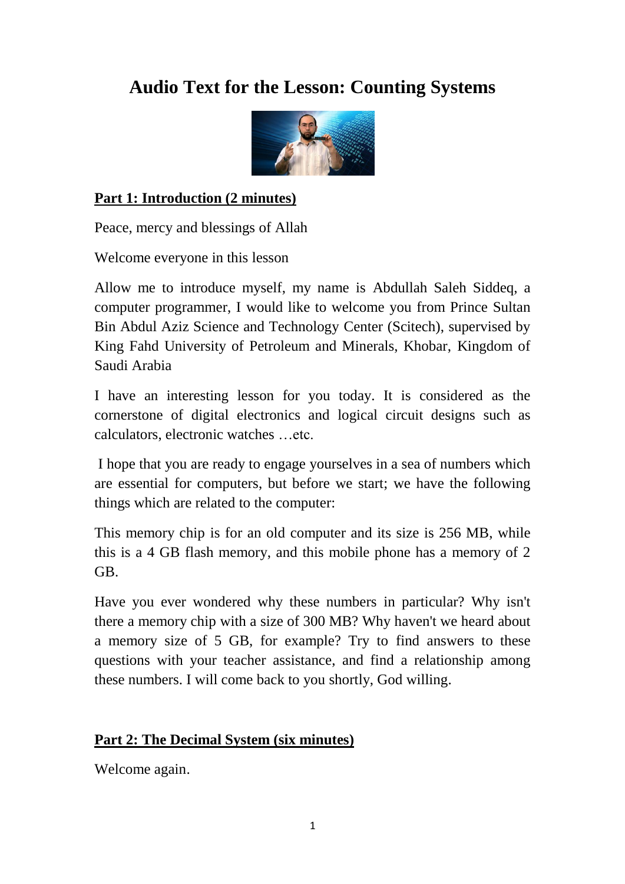# Audio Text for the Lesson: Counting Systems

## Part 1: Introduction (2 minutes)

Peace, mercy and blessings of Allah

Welcome everyone in this lesson

Allow me to introduce myself, my name is Abdullah Saleh Siddeq, a computer programmer, I would like to welcome you from Prince Sultan Bin Abdul Aziz Science and Technology Center (Scitech), supervised by King Fahd University of Petroleum and Minerals, Khobar, Kingdom of Saudi Arabia

I have an interesting lesson for you today. It is considered as the cornerstone of digital electronics and logical circuit designs such as calculators, electronic watches …etc.

I hope that you are ready to engage yourselves in a sea of numbers which are essential for computers, but before we start; we have the following things which are related to the computer:

This memory chip is for an old computer and its size is 256 MB, while this is a 4 GB flash memory, and this mobile phone has a memory of 2 GB.

Have you ever wondered why these numbers in particular? Why isn't there a memory chip with a size of 300 MB? Why haven't we heard about a memory size of 5 GB, for example? Try to find answers to these questions with your teacher assistance, and find a relationship among these numbers. I will come back to you shortly, God willing.

## Part 2: The Decimal System (six minutes)

Welcome again.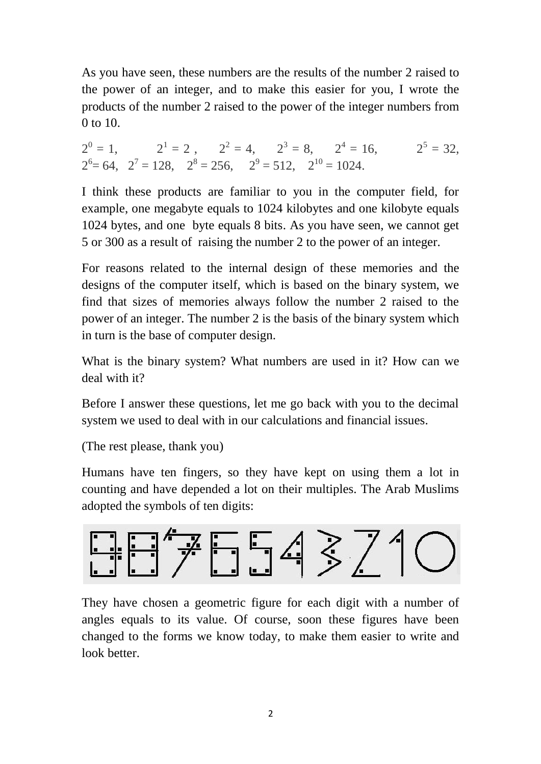As you have seen, these numbers are the results of the number 2 raised to the power of an integer, and to make this easier for you, I wrote the products of the number 2 raised to the power of the integer numbers from 0 to 10.

$2^0 = 1$, $2^1 = 2$ , $2^2 = 4$, $2^3 = 8$, $2^4 = 16$, $2^5 = 32$, $2^6 = 64$, $2^7 = 128$, $2^8 = 256$, $2^9 = 512$, $2^{10} = 1024$.

I think these products are familiar to you in the computer field, for example, one megabyte equals to 1024 kilobytes and one kilobyte equals 1024 bytes, and one byte equals 8 bits. As you have seen, we cannot get 5 or 300 as a result of raising the number 2 to the power of an integer.

For reasons related to the internal design of these memories and the designs of the computer itself, which is based on the binary system, we find that sizes of memories always follow the number 2 raised to the power of an integer. The number 2 is the basis of the binary system which in turn is the base of computer design.

What is the binary system? What numbers are used in it? How can we deal with it?

Before I answer these questions, let me go back with you to the decimal system we used to deal with in our calculations and financial issues.

(The rest please, thank you)

Humans have ten fingers, so they have kept on using them a lot in counting and have depended a lot on their multiples. The Arab Muslims adopted the symbols of ten digits:

They have chosen a geometric figure for each digit with a number of angles equals to its value. Of course, soon these figures have been changed to the forms we know today, to make them easier to write and look better.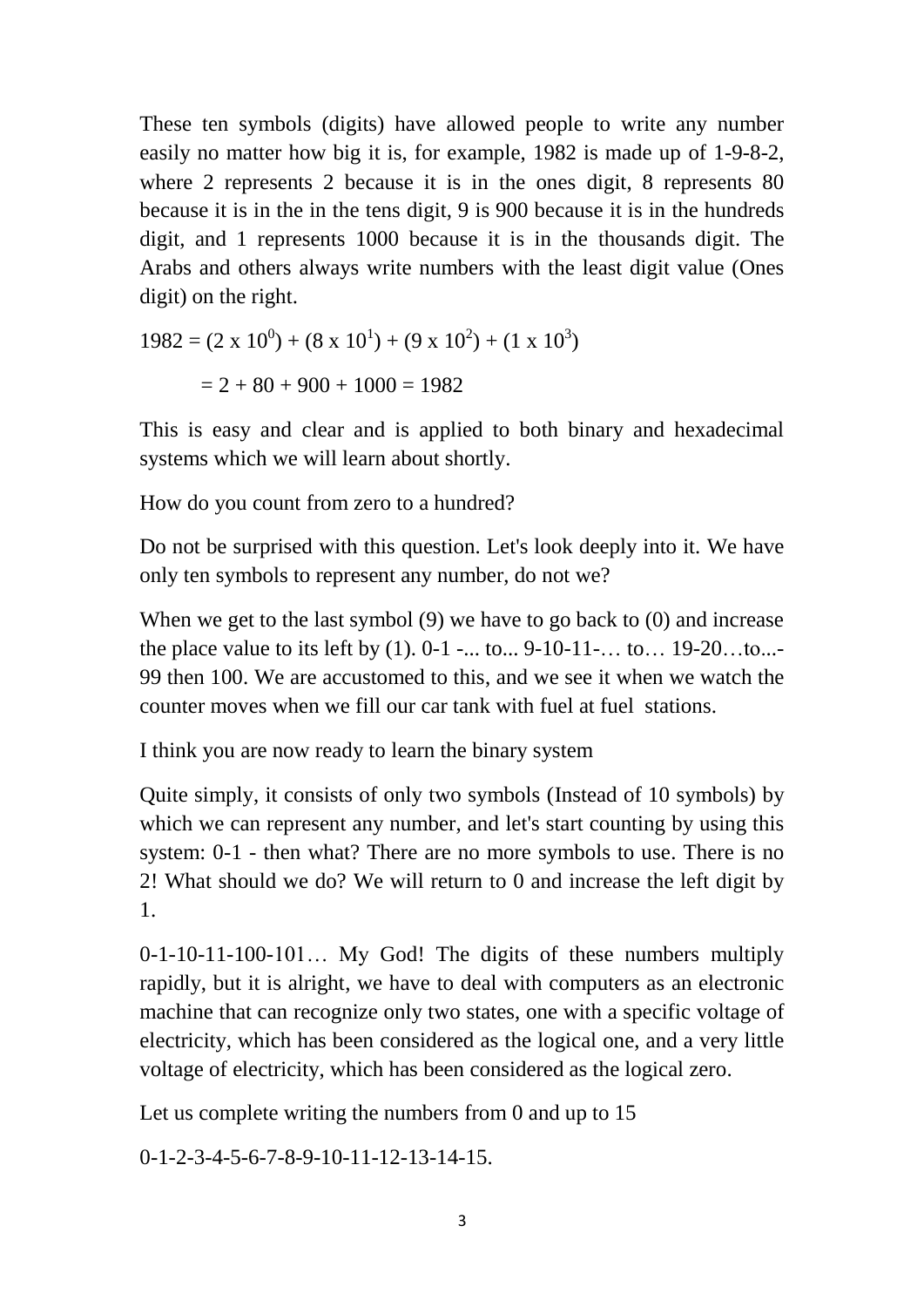These ten symbols (digits) have allowed people to write any number easily no matter how big it is, for example, 1982 is made up of 1-9-8-2, where 2 represents 2 because it is in the ones digit, 8 represents 80 because it is in the in the tens digit, 9 is 900 because it is in the hundreds digit, and 1 represents 1000 because it is in the thousands digit. The Arabs and others always write numbers with the least digit value (Ones digit) on the right.

$$1982 = (2 \times 10^0) + (8 \times 10^1) + (9 \times 10^2) + (1 \times 10^3)$$

$$= 2 + 80 + 900 + 1000 = 1982$$

This is easy and clear and is applied to both binary and hexadecimal systems which we will learn about shortly.

How do you count from zero to a hundred?

Do not be surprised with this question. Let's look deeply into it. We have only ten symbols to represent any number, do not we?

When we get to the last symbol (9) we have to go back to (0) and increase the place value to its left by (1). 0-1 -... to... 9-10-11-… to… 19-20…to...-99 then 100. We are accustomed to this, and we see it when we watch the counter moves when we fill our car tank with fuel at fuel stations.

I think you are now ready to learn the binary system

Quite simply, it consists of only two symbols (Instead of 10 symbols) by which we can represent any number, and let's start counting by using this system: 0-1 - then what? There are no more symbols to use. There is no 2! What should we do? We will return to 0 and increase the left digit by 1.

0-1-10-11-100-101… My God! The digits of these numbers multiply rapidly, but it is alright, we have to deal with computers as an electronic machine that can recognize only two states, one with a specific voltage of electricity, which has been considered as the logical one, and a very little voltage of electricity, which has been considered as the logical zero.

Let us complete writing the numbers from 0 and up to 15

0-1-2-3-4-5-6-7-8-9-10-11-12-13-14-15.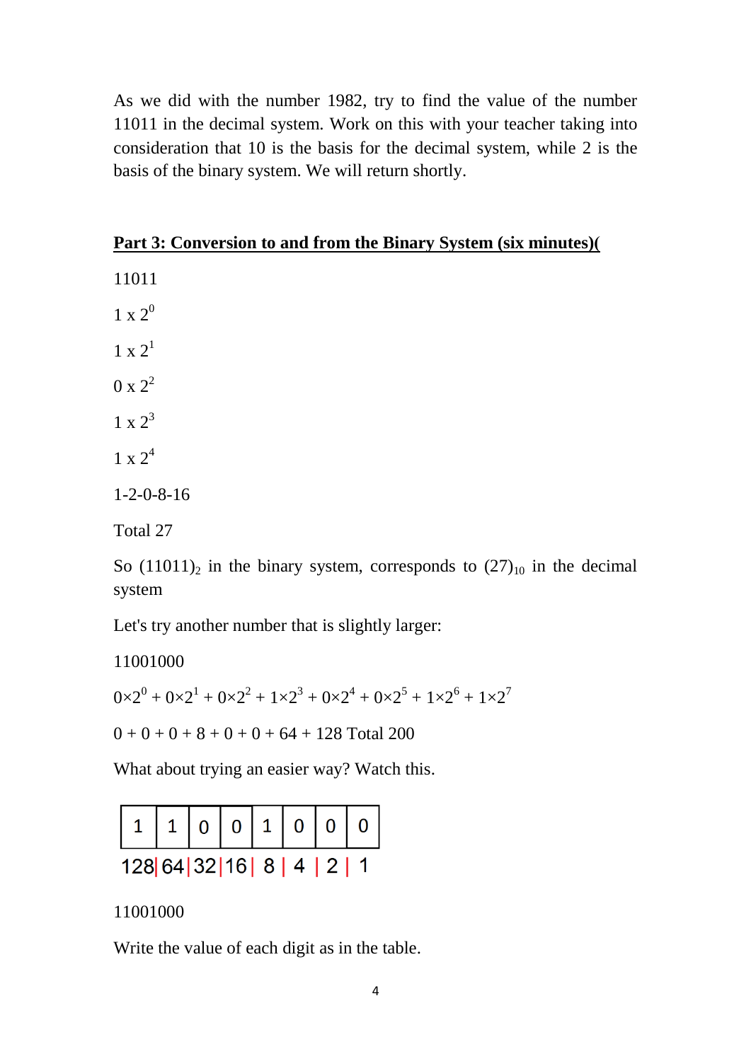As we did with the number 1982, try to find the value of the number 11011 in the decimal system. Work on this with your teacher taking into consideration that 10 is the basis for the decimal system, while 2 is the basis of the binary system. We will return shortly.

## **Part 3: Conversion to and from the Binary System (six minutes)(**

11011

$1 \times 2^0$

$1 \times 2^1$

$0 \times 2^2$

$1 \times 2^3$

$1 \times 2^4$

1-2-0-8-16

Total 27

So $(11011)_2$ in the binary system, corresponds to $(27)_{10}$ in the decimal system

Let's try another number that is slightly larger:

11001000

$0\times2^0 + 0\times2^1 + 0\times2^2 + 1\times2^3 + 0\times2^4 + 0\times2^5 + 1\times2^6 + 1\times2^7$

0 + 0 + 0 + 8 + 0 + 0 + 64 + 128 Total 200

What about trying an easier way? Watch this.

| 1 | 1 | 0 | 0 | 1 | 0 | 0 | 0 |
|---|---|---|---|---|---|---|---|
| 128 | 64 | 32 | 16 | 8 | 4 | 2 | 1 |

11001000

Write the value of each digit as in the table.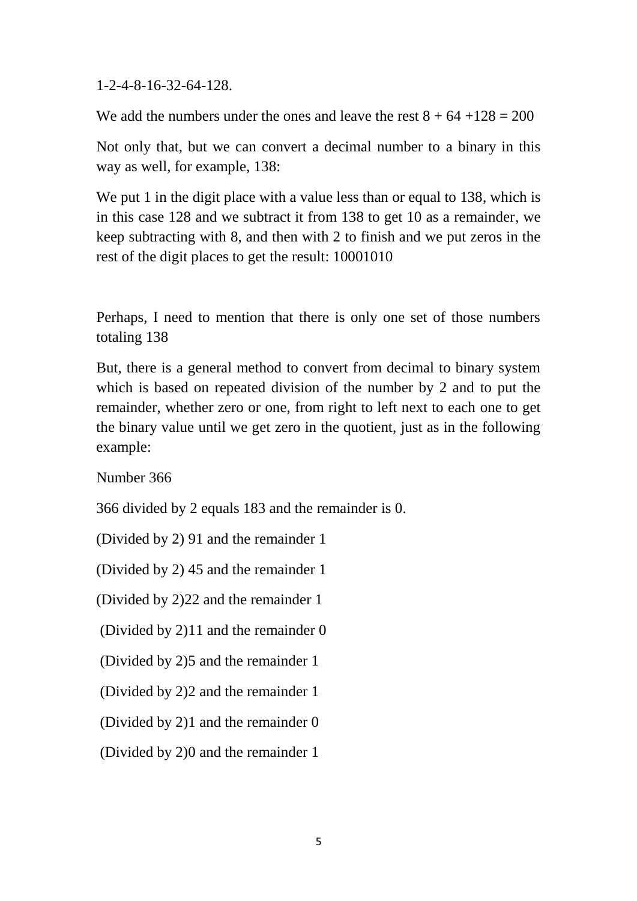1-2-4-8-16-32-64-128.

We add the numbers under the ones and leave the rest $8 + 64 + 128 = 200$

Not only that, but we can convert a decimal number to a binary in this way as well, for example, 138:

We put 1 in the digit place with a value less than or equal to 138, which is in this case 128 and we subtract it from 138 to get 10 as a remainder, we keep subtracting with 8, and then with 2 to finish and we put zeros in the rest of the digit places to get the result: 10001010

Perhaps, I need to mention that there is only one set of those numbers totaling 138

But, there is a general method to convert from decimal to binary system which is based on repeated division of the number by 2 and to put the remainder, whether zero or one, from right to left next to each one to get the binary value until we get zero in the quotient, just as in the following example:

Number 366

366 divided by 2 equals 183 and the remainder is 0.

(Divided by 2) 91 and the remainder 1

(Divided by 2) 45 and the remainder 1

(Divided by 2)22 and the remainder 1

(Divided by 2)11 and the remainder 0

(Divided by 2)5 and the remainder 1

(Divided by 2)2 and the remainder 1

(Divided by 2)1 and the remainder 0

(Divided by 2)0 and the remainder 1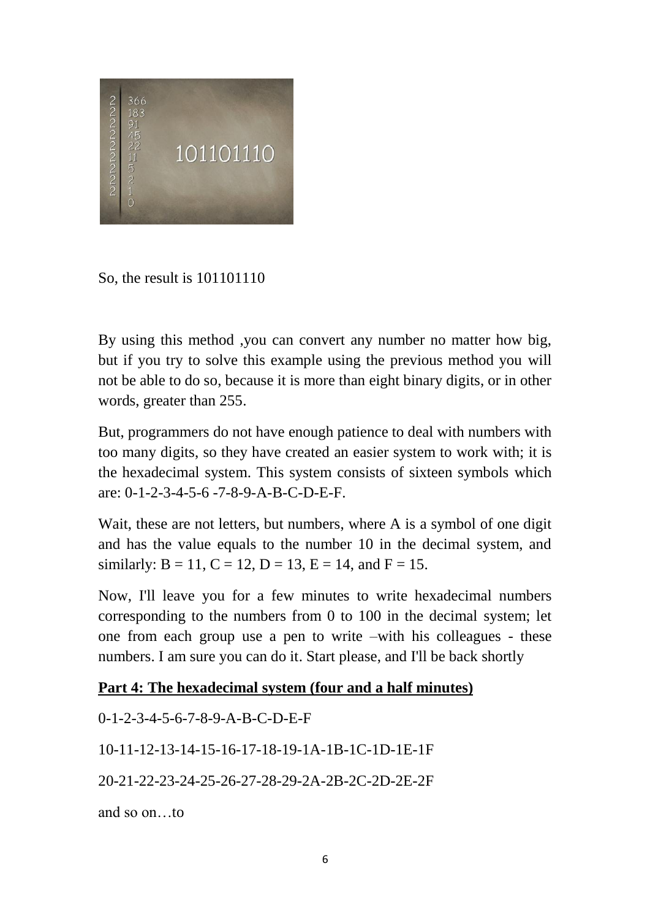So, the result is 101101110

By using this method ,you can convert any number no matter how big, but if you try to solve this example using the previous method you will not be able to do so, because it is more than eight binary digits, or in other words, greater than 255.

But, programmers do not have enough patience to deal with numbers with too many digits, so they have created an easier system to work with; it is the hexadecimal system. This system consists of sixteen symbols which are: 0-1-2-3-4-5-6 -7-8-9-A-B-C-D-E-F.

Wait, these are not letters, but numbers, where A is a symbol of one digit and has the value equals to the number 10 in the decimal system, and similarly: B = 11, C = 12, D = 13, E = 14, and F = 15.

Now, I'll leave you for a few minutes to write hexadecimal numbers corresponding to the numbers from 0 to 100 in the decimal system; let one from each group use a pen to write –with his colleagues - these numbers. I am sure you can do it. Start please, and I'll be back shortly

**Part 4: The hexadecimal system (four and a half minutes)**

0-1-2-3-4-5-6-7-8-9-A-B-C-D-E-F

10-11-12-13-14-15-16-17-18-19-1A-1B-1C-1D-1E-1F

20-21-22-23-24-25-26-27-28-29-2A-2B-2C-2D-2E-2F

and so on…to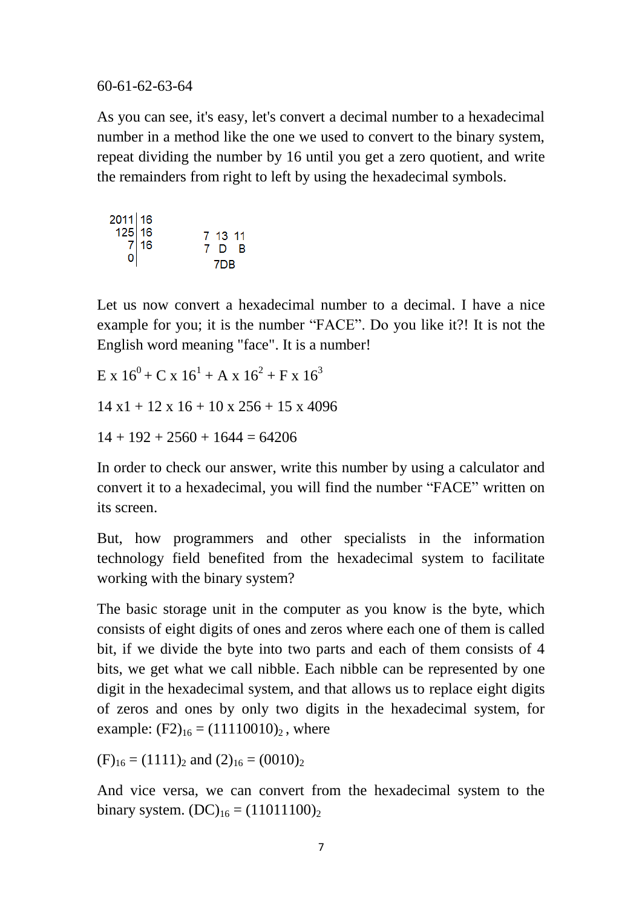60-61-62-63-64

As you can see, it's easy, let's convert a decimal number to a hexadecimal number in a method like the one we used to convert to the binary system, repeat dividing the number by 16 until you get a zero quotient, and write the remainders from right to left by using the hexadecimal symbols.

```
2011 | 16
 125 | 16          7  13  11
   7 | 16          7   D   B
   0 |               7DB
```

Let us now convert a hexadecimal number to a decimal. I have a nice example for you; it is the number “FACE”. Do you like it?! It is not the English word meaning "face". It is a number!

$E \times 16^0 + C \times 16^1 + A \times 16^2 + F \times 16^3$

$14 \times 1 + 12 \times 16 + 10 \times 256 + 15 \times 4096$

$14 + 192 + 2560 + 1644 = 64206$

In order to check our answer, write this number by using a calculator and convert it to a hexadecimal, you will find the number “FACE” written on its screen.

But, how programmers and other specialists in the information technology field benefited from the hexadecimal system to facilitate working with the binary system?

The basic storage unit in the computer as you know is the byte, which consists of eight digits of ones and zeros where each one of them is called bit, if we divide the byte into two parts and each of them consists of 4 bits, we get what we call nibble. Each nibble can be represented by one digit in the hexadecimal system, and that allows us to replace eight digits of zeros and ones by only two digits in the hexadecimal system, for example: $(F2)_{16} = (11110010)_2$ , where

$(F)_{16} = (1111)_2$ and $(2)_{16} = (0010)_2$

And vice versa, we can convert from the hexadecimal system to the binary system. $(DC)_{16} = (11011100)_2$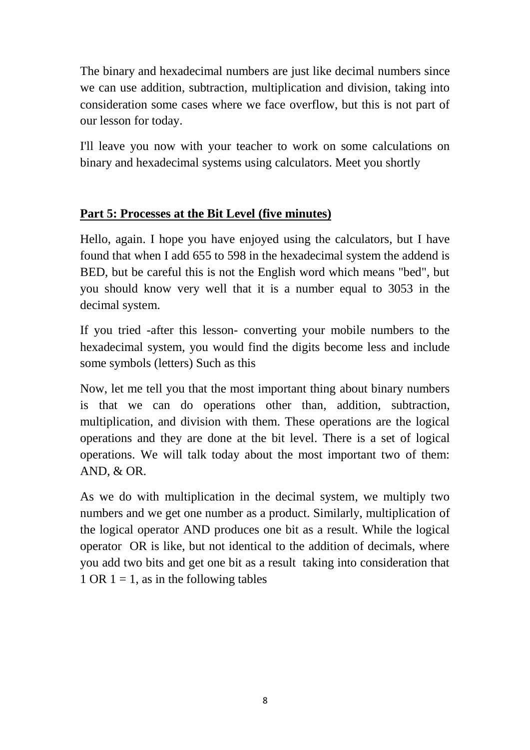The binary and hexadecimal numbers are just like decimal numbers since we can use addition, subtraction, multiplication and division, taking into consideration some cases where we face overflow, but this is not part of our lesson for today.

I'll leave you now with your teacher to work on some calculations on binary and hexadecimal systems using calculators. Meet you shortly

**Part 5: Processes at the Bit Level (five minutes)**

Hello, again. I hope you have enjoyed using the calculators, but I have found that when I add 655 to 598 in the hexadecimal system the addend is BED, but be careful this is not the English word which means "bed", but you should know very well that it is a number equal to 3053 in the decimal system.

If you tried -after this lesson- converting your mobile numbers to the hexadecimal system, you would find the digits become less and include some symbols (letters) Such as this

Now, let me tell you that the most important thing about binary numbers is that we can do operations other than, addition, subtraction, multiplication, and division with them. These operations are the logical operations and they are done at the bit level. There is a set of logical operations. We will talk today about the most important two of them: AND, & OR.

As we do with multiplication in the decimal system, we multiply two numbers and we get one number as a product. Similarly, multiplication of the logical operator AND produces one bit as a result. While the logical operator OR is like, but not identical to the addition of decimals, where you add two bits and get one bit as a result taking into consideration that 1 OR 1 = 1, as in the following tables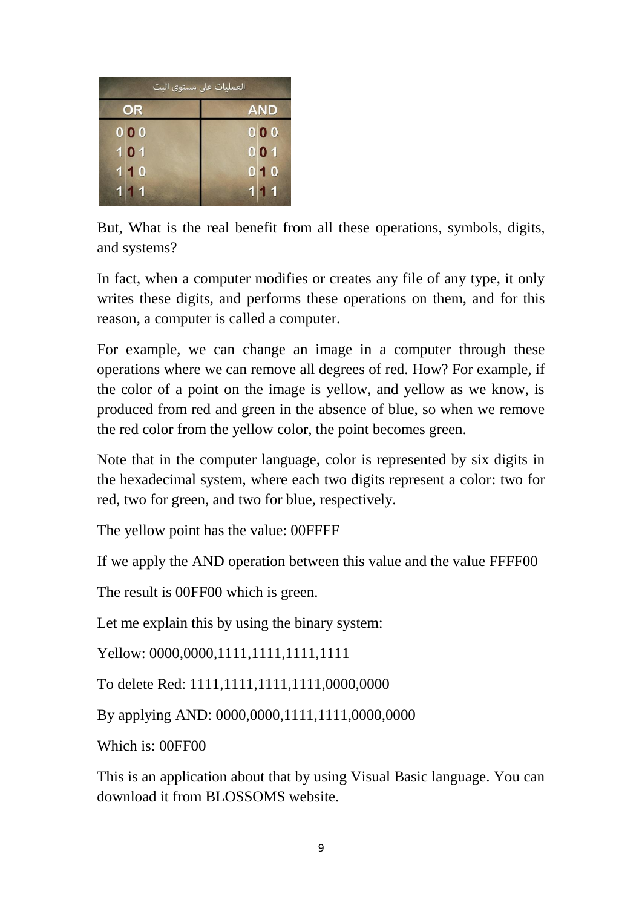| العمليات على مستوى البت | |
|---|---|
| **OR** | **AND** |
| 0 0 0 | 0 0 0 |
| 1 0 1 | 0 0 1 |
| 1 1 0 | 0 1 0 |
| 1 1 1 | 1 1 1 |

But, What is the real benefit from all these operations, symbols, digits, and systems?

In fact, when a computer modifies or creates any file of any type, it only writes these digits, and performs these operations on them, and for this reason, a computer is called a computer.

For example, we can change an image in a computer through these operations where we can remove all degrees of red. How? For example, if the color of a point on the image is yellow, and yellow as we know, is produced from red and green in the absence of blue, so when we remove the red color from the yellow color, the point becomes green.

Note that in the computer language, color is represented by six digits in the hexadecimal system, where each two digits represent a color: two for red, two for green, and two for blue, respectively.

The yellow point has the value: 00FFFF

If we apply the AND operation between this value and the value FFFF00

The result is 00FF00 which is green.

Let me explain this by using the binary system:

Yellow: 0000,0000,1111,1111,1111,1111

To delete Red: 1111,1111,1111,1111,0000,0000

By applying AND: 0000,0000,1111,1111,0000,0000

Which is: 00FF00

This is an application about that by using Visual Basic language. You can download it from BLOSSOMS website.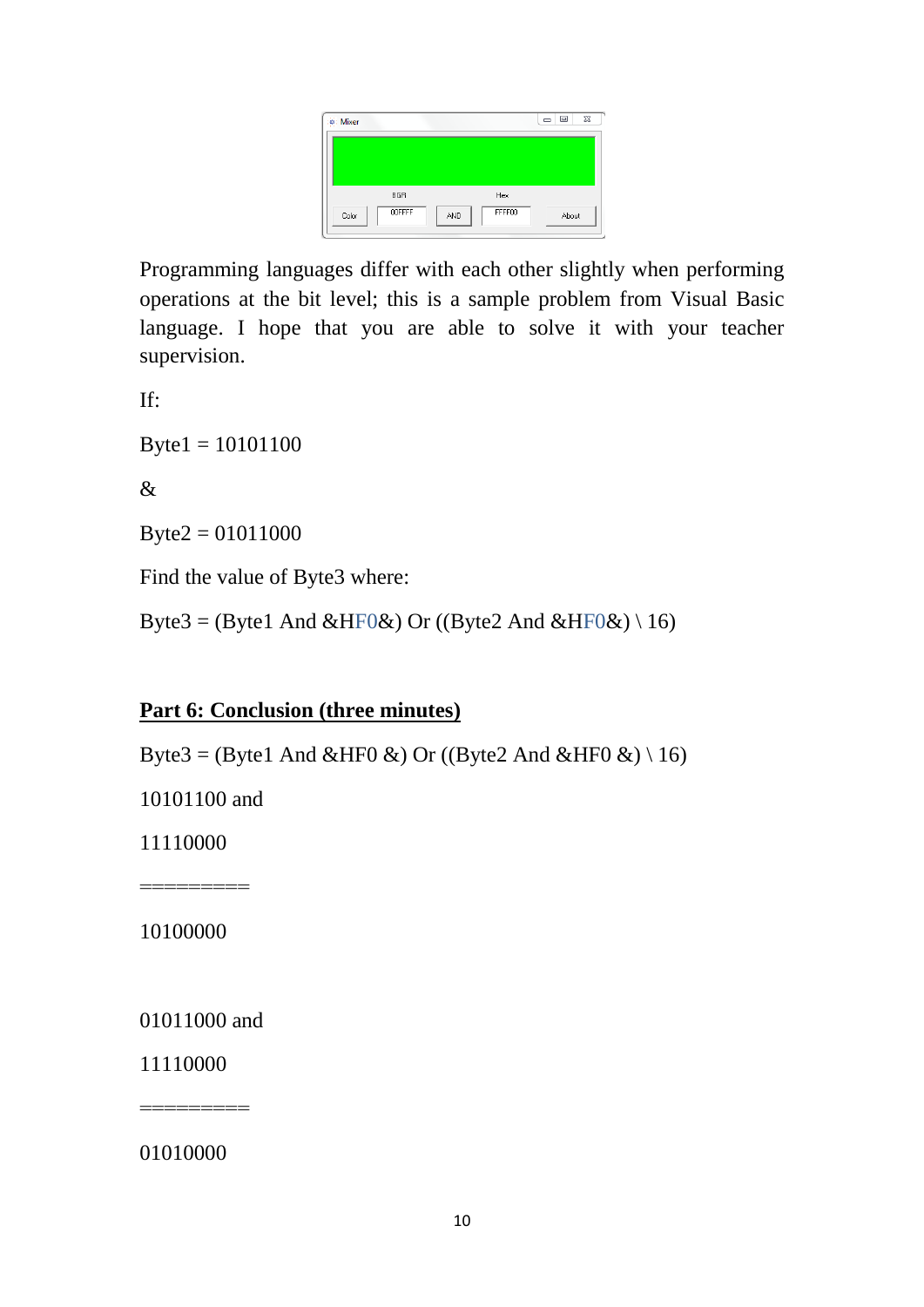Programming languages differ with each other slightly when performing operations at the bit level; this is a sample problem from Visual Basic language. I hope that you are able to solve it with your teacher supervision.

If:

Byte1 = 10101100

&

Byte2 = 01011000

Find the value of Byte3 where:

Byte3 = (Byte1 And &HF0&) Or ((Byte2 And &HF0&) \ 16)

**Part 6: Conclusion (three minutes)**

Byte3 = (Byte1 And &HF0 &) Or ((Byte2 And &HF0 &) \ 16)

10101100 and

11110000

=========

10100000

01011000 and

11110000

=========

01010000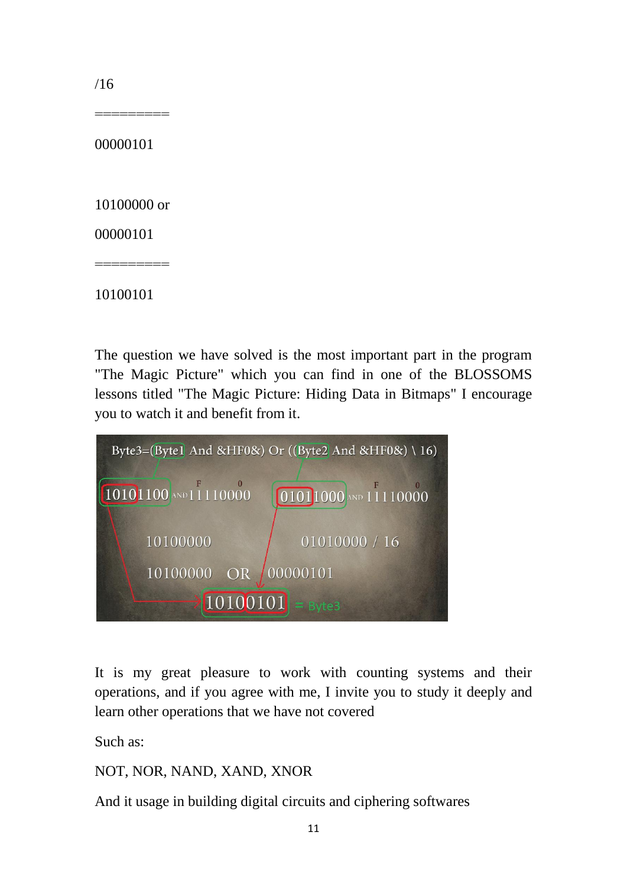/16

=========

00000101

10100000 or

00000101

=========

10100101

The question we have solved is the most important part in the program "The Magic Picture" which you can find in one of the BLOSSOMS lessons titled "The Magic Picture: Hiding Data in Bitmaps" I encourage you to watch it and benefit from it.

It is my great pleasure to work with counting systems and their operations, and if you agree with me, I invite you to study it deeply and learn other operations that we have not covered

Such as:

NOT, NOR, NAND, XAND, XNOR

And it usage in building digital circuits and ciphering softwares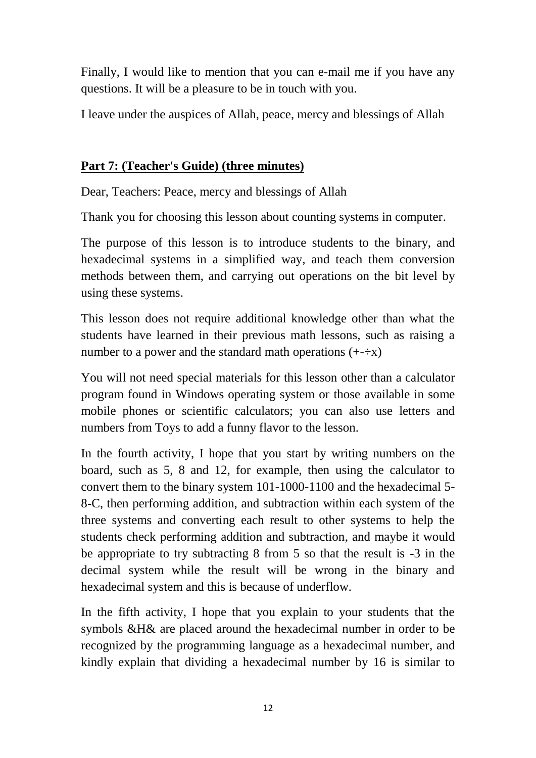Finally, I would like to mention that you can e-mail me if you have any questions. It will be a pleasure to be in touch with you.

I leave under the auspices of Allah, peace, mercy and blessings of Allah

## **Part 7: (Teacher's Guide) (three minutes)**

Dear, Teachers: Peace, mercy and blessings of Allah

Thank you for choosing this lesson about counting systems in computer.

The purpose of this lesson is to introduce students to the binary, and hexadecimal systems in a simplified way, and teach them conversion methods between them, and carrying out operations on the bit level by using these systems.

This lesson does not require additional knowledge other than what the students have learned in their previous math lessons, such as raising a number to a power and the standard math operations (+-÷x)

You will not need special materials for this lesson other than a calculator program found in Windows operating system or those available in some mobile phones or scientific calculators; you can also use letters and numbers from Toys to add a funny flavor to the lesson.

In the fourth activity, I hope that you start by writing numbers on the board, such as 5, 8 and 12, for example, then using the calculator to convert them to the binary system 101-1000-1100 and the hexadecimal 5-8-C, then performing addition, and subtraction within each system of the three systems and converting each result to other systems to help the students check performing addition and subtraction, and maybe it would be appropriate to try subtracting 8 from 5 so that the result is -3 in the decimal system while the result will be wrong in the binary and hexadecimal system and this is because of underflow.

In the fifth activity, I hope that you explain to your students that the symbols &H& are placed around the hexadecimal number in order to be recognized by the programming language as a hexadecimal number, and kindly explain that dividing a hexadecimal number by 16 is similar to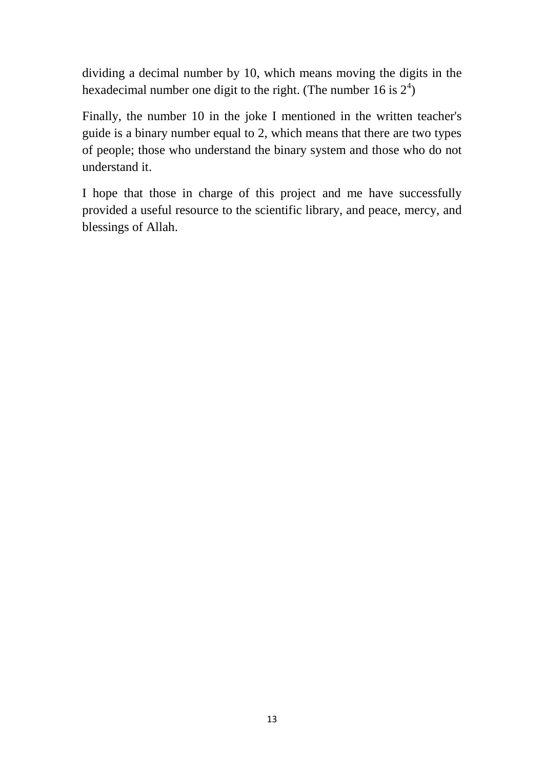dividing a decimal number by 10, which means moving the digits in the hexadecimal number one digit to the right. (The number 16 is $2^4$)

Finally, the number 10 in the joke I mentioned in the written teacher's guide is a binary number equal to 2, which means that there are two types of people; those who understand the binary system and those who do not understand it.

I hope that those in charge of this project and me have successfully provided a useful resource to the scientific library, and peace, mercy, and blessings of Allah.